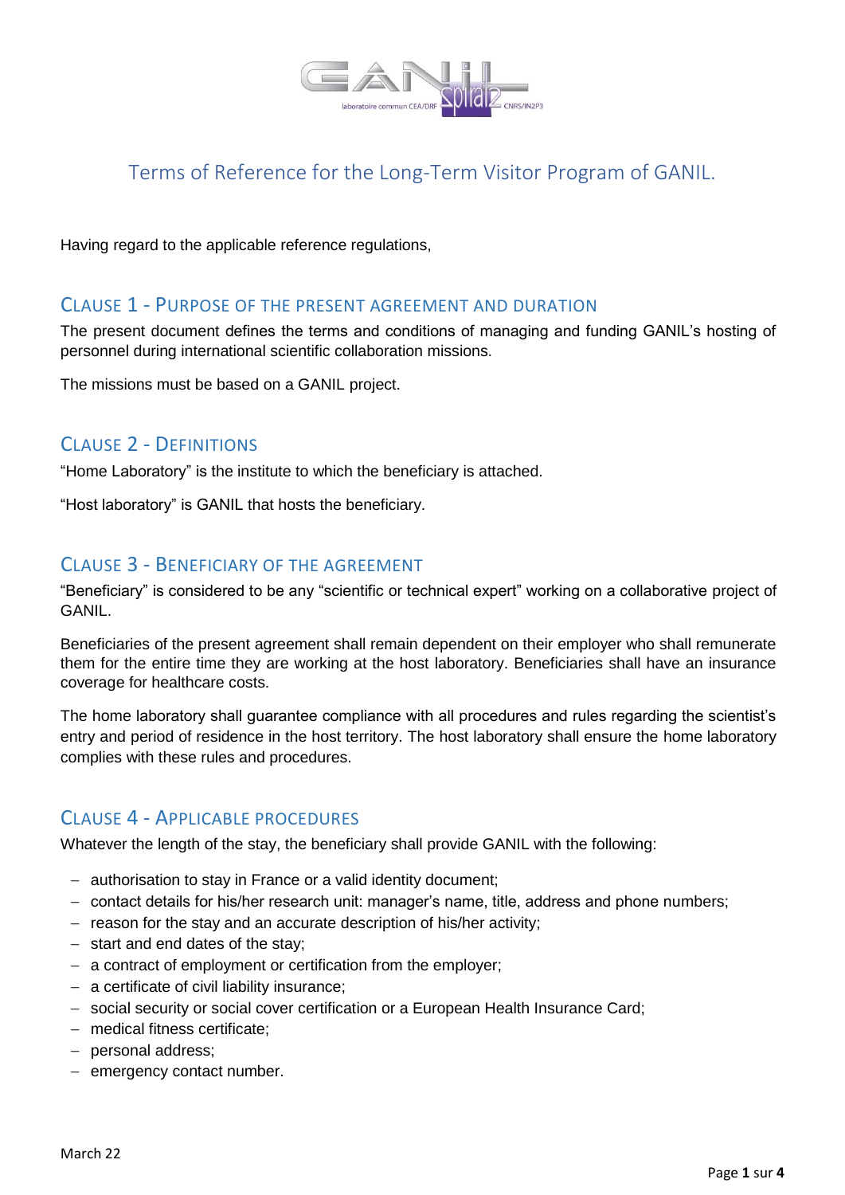# Terms of Reference for the Long-Term Visitor Program of GANIL.

Having regard to the applicable reference regulations,

## Clause 1 - Purpose of the present agreement and duration

The present document defines the terms and conditions of managing and funding GANIL's hosting of personnel during international scientific collaboration missions.

The missions must be based on a GANIL project.

## Clause 2 - Definitions

"Home Laboratory" is the institute to which the beneficiary is attached.

"Host laboratory" is GANIL that hosts the beneficiary.

## Clause 3 - Beneficiary of the agreement

"Beneficiary" is considered to be any "scientific or technical expert" working on a collaborative project of GANIL.

Beneficiaries of the present agreement shall remain dependent on their employer who shall remunerate them for the entire time they are working at the host laboratory. Beneficiaries shall have an insurance coverage for healthcare costs.

The home laboratory shall guarantee compliance with all procedures and rules regarding the scientist's entry and period of residence in the host territory. The host laboratory shall ensure the home laboratory complies with these rules and procedures.

## Clause 4 - Applicable procedures

Whatever the length of the stay, the beneficiary shall provide GANIL with the following:

- authorisation to stay in France or a valid identity document;
- contact details for his/her research unit: manager's name, title, address and phone numbers;
- reason for the stay and an accurate description of his/her activity;
- start and end dates of the stay;
- a contract of employment or certification from the employer;
- a certificate of civil liability insurance;
- social security or social cover certification or a European Health Insurance Card;
- medical fitness certificate;
- personal address;
- emergency contact number.

March 22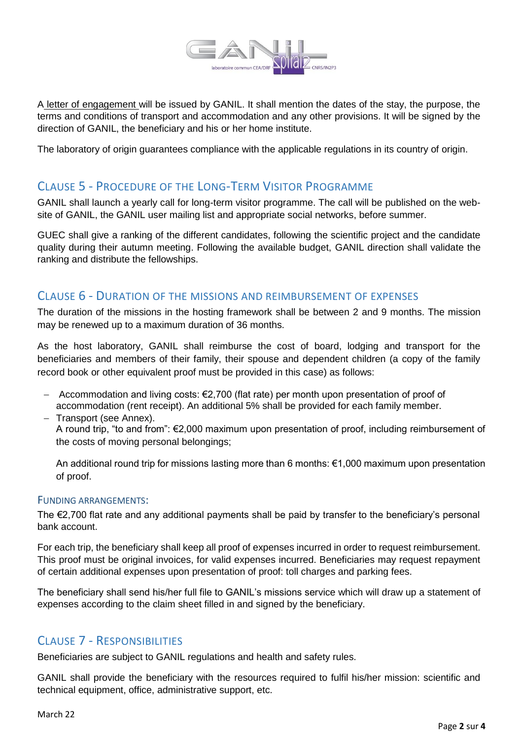A letter of engagement will be issued by GANIL. It shall mention the dates of the stay, the purpose, the terms and conditions of transport and accommodation and any other provisions. It will be signed by the direction of GANIL, the beneficiary and his or her home institute.

The laboratory of origin guarantees compliance with the applicable regulations in its country of origin.

## Clause 5 - Procedure of the Long-Term Visitor Programme

GANIL shall launch a yearly call for long-term visitor programme. The call will be published on the web-site of GANIL, the GANIL user mailing list and appropriate social networks, before summer.

GUEC shall give a ranking of the different candidates, following the scientific project and the candidate quality during their autumn meeting. Following the available budget, GANIL direction shall validate the ranking and distribute the fellowships.

## Clause 6 - Duration of the missions and reimbursement of expenses

The duration of the missions in the hosting framework shall be between 2 and 9 months. The mission may be renewed up to a maximum duration of 36 months.

As the host laboratory, GANIL shall reimburse the cost of board, lodging and transport for the beneficiaries and members of their family, their spouse and dependent children (a copy of the family record book or other equivalent proof must be provided in this case) as follows:

- Accommodation and living costs: €2,700 (flat rate) per month upon presentation of proof of accommodation (rent receipt). An additional 5% shall be provided for each family member.
- Transport (see Annex).
  A round trip, "to and from": €2,000 maximum upon presentation of proof, including reimbursement of the costs of moving personal belongings;

  An additional round trip for missions lasting more than 6 months: €1,000 maximum upon presentation of proof.

### Funding arrangements:

The €2,700 flat rate and any additional payments shall be paid by transfer to the beneficiary's personal bank account.

For each trip, the beneficiary shall keep all proof of expenses incurred in order to request reimbursement. This proof must be original invoices, for valid expenses incurred. Beneficiaries may request repayment of certain additional expenses upon presentation of proof: toll charges and parking fees.

The beneficiary shall send his/her full file to GANIL's missions service which will draw up a statement of expenses according to the claim sheet filled in and signed by the beneficiary.

## Clause 7 - Responsibilities

Beneficiaries are subject to GANIL regulations and health and safety rules.

GANIL shall provide the beneficiary with the resources required to fulfil his/her mission: scientific and technical equipment, office, administrative support, etc.

March 22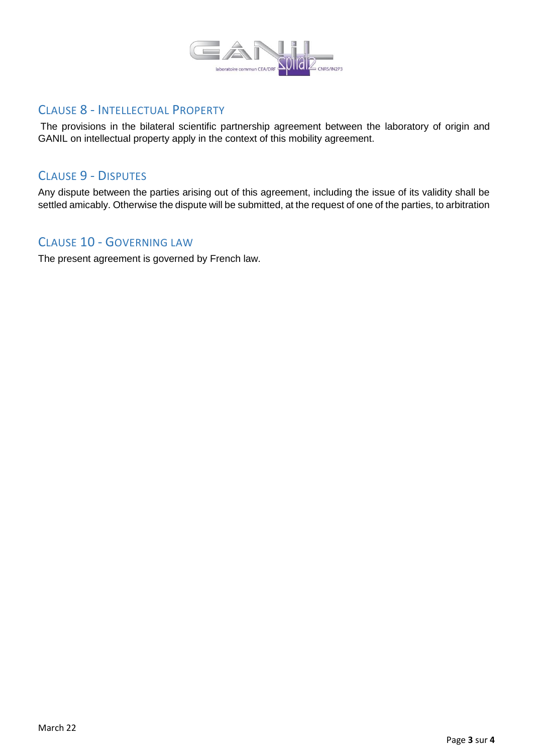## Clause 8 - Intellectual Property

The provisions in the bilateral scientific partnership agreement between the laboratory of origin and GANIL on intellectual property apply in the context of this mobility agreement.

## Clause 9 - Disputes

Any dispute between the parties arising out of this agreement, including the issue of its validity shall be settled amicably. Otherwise the dispute will be submitted, at the request of one of the parties, to arbitration

## Clause 10 - Governing law

The present agreement is governed by French law.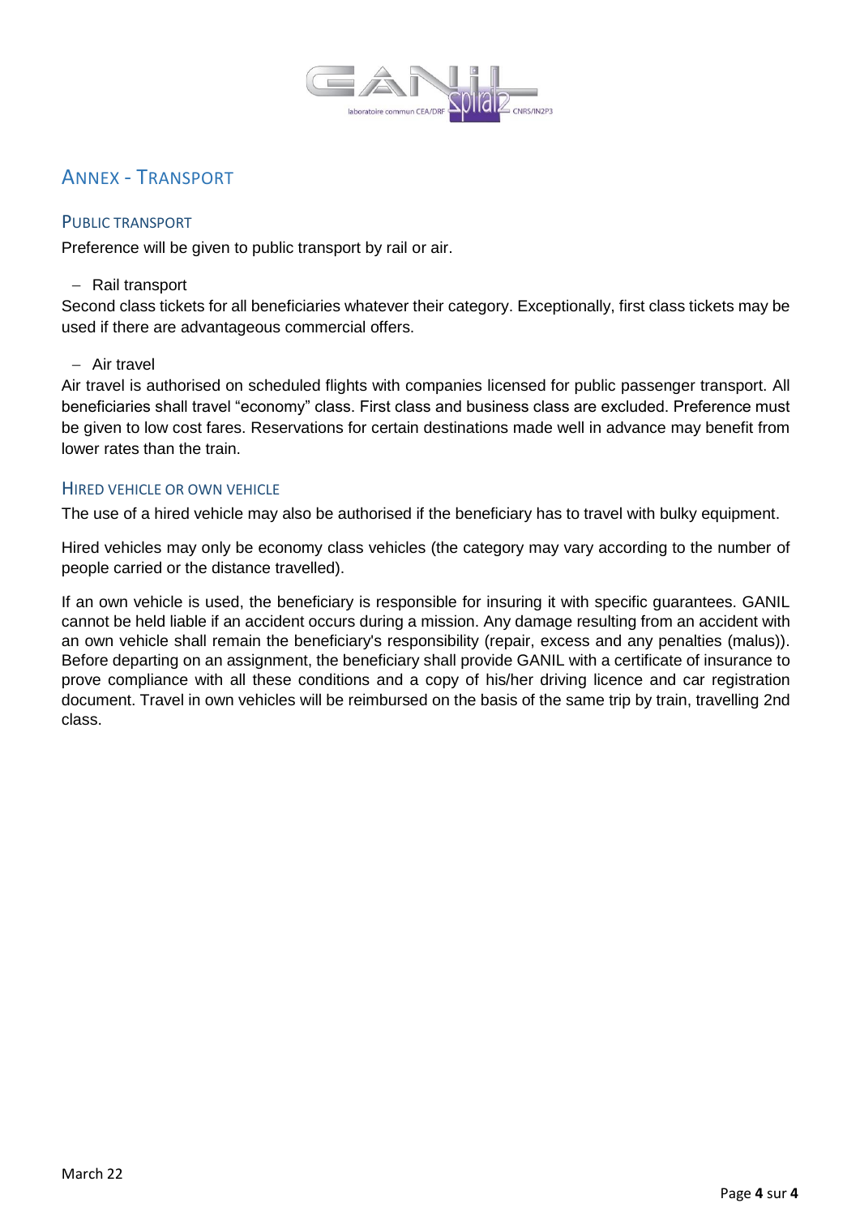## Annex - Transport

### Public transport

Preference will be given to public transport by rail or air.

- Rail transport

Second class tickets for all beneficiaries whatever their category. Exceptionally, first class tickets may be used if there are advantageous commercial offers.

- Air travel

Air travel is authorised on scheduled flights with companies licensed for public passenger transport. All beneficiaries shall travel "economy" class. First class and business class are excluded. Preference must be given to low cost fares. Reservations for certain destinations made well in advance may benefit from lower rates than the train.

### Hired vehicle or own vehicle

The use of a hired vehicle may also be authorised if the beneficiary has to travel with bulky equipment.

Hired vehicles may only be economy class vehicles (the category may vary according to the number of people carried or the distance travelled).

If an own vehicle is used, the beneficiary is responsible for insuring it with specific guarantees. GANIL cannot be held liable if an accident occurs during a mission. Any damage resulting from an accident with an own vehicle shall remain the beneficiary's responsibility (repair, excess and any penalties (malus)). Before departing on an assignment, the beneficiary shall provide GANIL with a certificate of insurance to prove compliance with all these conditions and a copy of his/her driving licence and car registration document. Travel in own vehicles will be reimbursed on the basis of the same trip by train, travelling 2nd class.